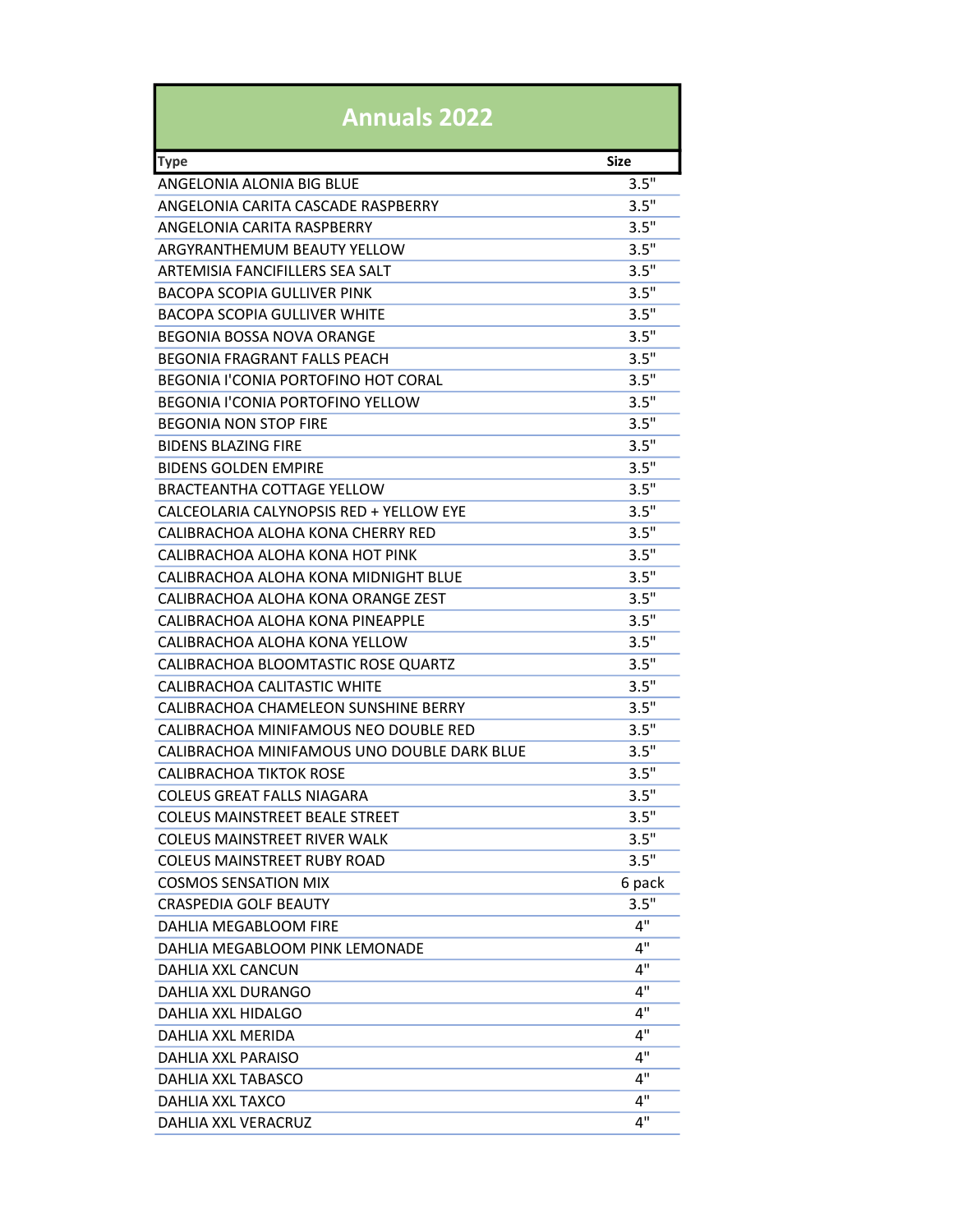# Annuals 2022

| Type | Size |
|---|---|
| ANGELONIA ALONIA BIG BLUE | 3.5" |
| ANGELONIA CARITA CASCADE RASPBERRY | 3.5" |
| ANGELONIA CARITA RASPBERRY | 3.5" |
| ARGYRANTHEMUM BEAUTY YELLOW | 3.5" |
| ARTEMISIA FANCIFILLERS SEA SALT | 3.5" |
| BACOPA SCOPIA GULLIVER PINK | 3.5" |
| BACOPA SCOPIA GULLIVER WHITE | 3.5" |
| BEGONIA BOSSA NOVA ORANGE | 3.5" |
| BEGONIA FRAGRANT FALLS PEACH | 3.5" |
| BEGONIA I'CONIA PORTOFINO HOT CORAL | 3.5" |
| BEGONIA I'CONIA PORTOFINO YELLOW | 3.5" |
| BEGONIA NON STOP FIRE | 3.5" |
| BIDENS BLAZING FIRE | 3.5" |
| BIDENS GOLDEN EMPIRE | 3.5" |
| BRACTEANTHA COTTAGE YELLOW | 3.5" |
| CALCEOLARIA CALYNOPSIS RED + YELLOW EYE | 3.5" |
| CALIBRACHOA ALOHA KONA CHERRY RED | 3.5" |
| CALIBRACHOA ALOHA KONA HOT PINK | 3.5" |
| CALIBRACHOA ALOHA KONA MIDNIGHT BLUE | 3.5" |
| CALIBRACHOA ALOHA KONA ORANGE ZEST | 3.5" |
| CALIBRACHOA ALOHA KONA PINEAPPLE | 3.5" |
| CALIBRACHOA ALOHA KONA YELLOW | 3.5" |
| CALIBRACHOA BLOOMTASTIC ROSE QUARTZ | 3.5" |
| CALIBRACHOA CALITASTIC WHITE | 3.5" |
| CALIBRACHOA CHAMELEON SUNSHINE BERRY | 3.5" |
| CALIBRACHOA MINIFAMOUS NEO DOUBLE RED | 3.5" |
| CALIBRACHOA MINIFAMOUS UNO DOUBLE DARK BLUE | 3.5" |
| CALIBRACHOA TIKTOK ROSE | 3.5" |
| COLEUS GREAT FALLS NIAGARA | 3.5" |
| COLEUS MAINSTREET BEALE STREET | 3.5" |
| COLEUS MAINSTREET RIVER WALK | 3.5" |
| COLEUS MAINSTREET RUBY ROAD | 3.5" |
| COSMOS SENSATION MIX | 6 pack |
| CRASPEDIA GOLF BEAUTY | 3.5" |
| DAHLIA MEGABLOOM FIRE | 4" |
| DAHLIA MEGABLOOM PINK LEMONADE | 4" |
| DAHLIA XXL CANCUN | 4" |
| DAHLIA XXL DURANGO | 4" |
| DAHLIA XXL HIDALGO | 4" |
| DAHLIA XXL MERIDA | 4" |
| DAHLIA XXL PARAISO | 4" |
| DAHLIA XXL TABASCO | 4" |
| DAHLIA XXL TAXCO | 4" |
| DAHLIA XXL VERACRUZ | 4" |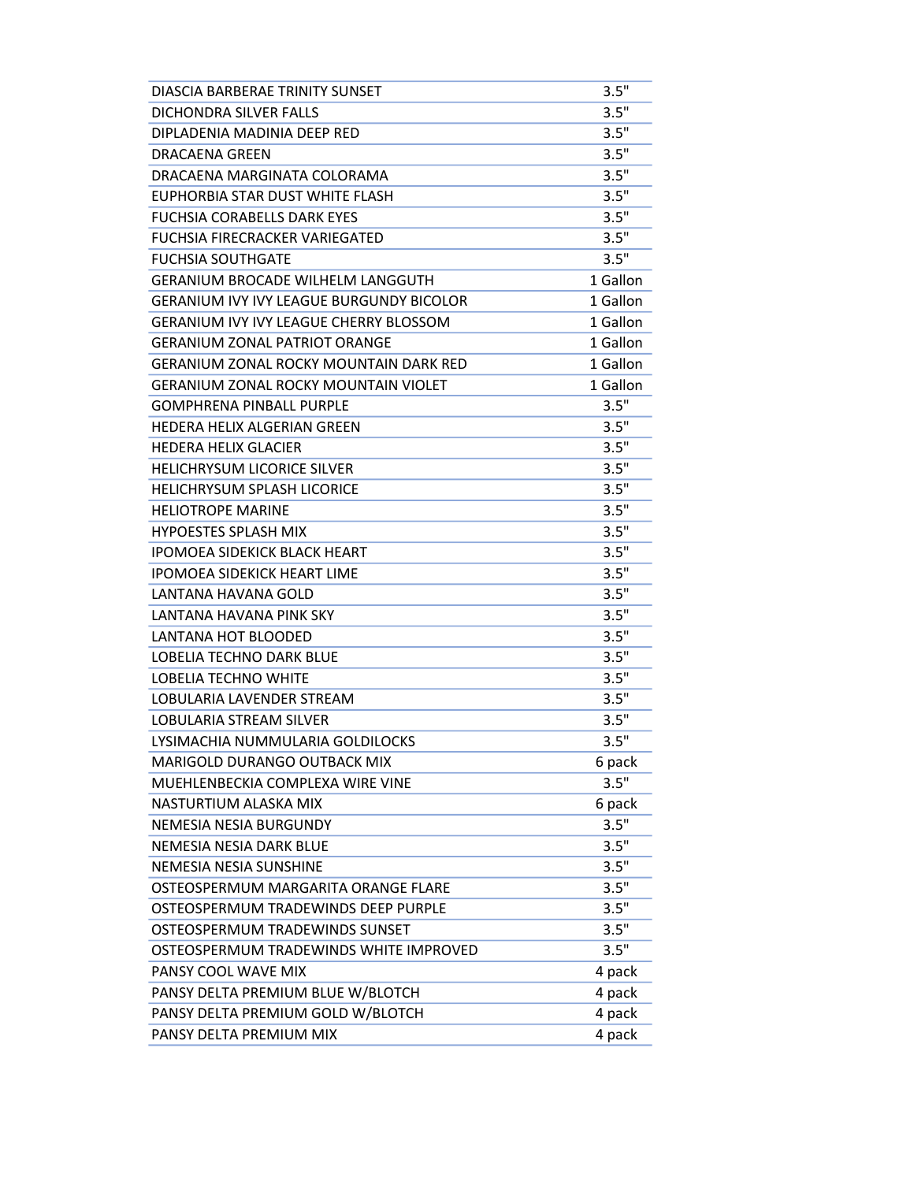| | |
|---|---|
| DIASCIA BARBERAE TRINITY SUNSET | 3.5" |
| DICHONDRA SILVER FALLS | 3.5" |
| DIPLADENIA MADINIA DEEP RED | 3.5" |
| DRACAENA GREEN | 3.5" |
| DRACAENA MARGINATA COLORAMA | 3.5" |
| EUPHORBIA STAR DUST WHITE FLASH | 3.5" |
| FUCHSIA CORABELLS DARK EYES | 3.5" |
| FUCHSIA FIRECRACKER VARIEGATED | 3.5" |
| FUCHSIA SOUTHGATE | 3.5" |
| GERANIUM BROCADE WILHELM LANGGUTH | 1 Gallon |
| GERANIUM IVY IVY LEAGUE BURGUNDY BICOLOR | 1 Gallon |
| GERANIUM IVY IVY LEAGUE CHERRY BLOSSOM | 1 Gallon |
| GERANIUM ZONAL PATRIOT ORANGE | 1 Gallon |
| GERANIUM ZONAL ROCKY MOUNTAIN DARK RED | 1 Gallon |
| GERANIUM ZONAL ROCKY MOUNTAIN VIOLET | 1 Gallon |
| GOMPHRENA PINBALL PURPLE | 3.5" |
| HEDERA HELIX ALGERIAN GREEN | 3.5" |
| HEDERA HELIX GLACIER | 3.5" |
| HELICHRYSUM LICORICE SILVER | 3.5" |
| HELICHRYSUM SPLASH LICORICE | 3.5" |
| HELIOTROPE MARINE | 3.5" |
| HYPOESTES SPLASH MIX | 3.5" |
| IPOMOEA SIDEKICK BLACK HEART | 3.5" |
| IPOMOEA SIDEKICK HEART LIME | 3.5" |
| LANTANA HAVANA GOLD | 3.5" |
| LANTANA HAVANA PINK SKY | 3.5" |
| LANTANA HOT BLOODED | 3.5" |
| LOBELIA TECHNO DARK BLUE | 3.5" |
| LOBELIA TECHNO WHITE | 3.5" |
| LOBULARIA LAVENDER STREAM | 3.5" |
| LOBULARIA STREAM SILVER | 3.5" |
| LYSIMACHIA NUMMULARIA GOLDILOCKS | 3.5" |
| MARIGOLD DURANGO OUTBACK MIX | 6 pack |
| MUEHLENBECKIA COMPLEXA WIRE VINE | 3.5" |
| NASTURTIUM ALASKA MIX | 6 pack |
| NEMESIA NESIA BURGUNDY | 3.5" |
| NEMESIA NESIA DARK BLUE | 3.5" |
| NEMESIA NESIA SUNSHINE | 3.5" |
| OSTEOSPERMUM MARGARITA ORANGE FLARE | 3.5" |
| OSTEOSPERMUM TRADEWINDS DEEP PURPLE | 3.5" |
| OSTEOSPERMUM TRADEWINDS SUNSET | 3.5" |
| OSTEOSPERMUM TRADEWINDS WHITE IMPROVED | 3.5" |
| PANSY COOL WAVE MIX | 4 pack |
| PANSY DELTA PREMIUM BLUE W/BLOTCH | 4 pack |
| PANSY DELTA PREMIUM GOLD W/BLOTCH | 4 pack |
| PANSY DELTA PREMIUM MIX | 4 pack |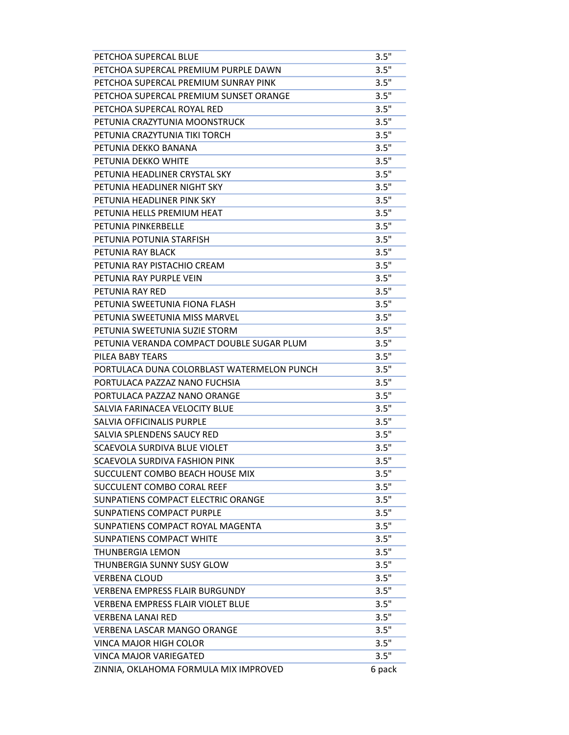| | |
|---|---|
| PETCHOA SUPERCAL BLUE | 3.5" |
| PETCHOA SUPERCAL PREMIUM PURPLE DAWN | 3.5" |
| PETCHOA SUPERCAL PREMIUM SUNRAY PINK | 3.5" |
| PETCHOA SUPERCAL PREMIUM SUNSET ORANGE | 3.5" |
| PETCHOA SUPERCAL ROYAL RED | 3.5" |
| PETUNIA CRAZYTUNIA MOONSTRUCK | 3.5" |
| PETUNIA CRAZYTUNIA TIKI TORCH | 3.5" |
| PETUNIA DEKKO BANANA | 3.5" |
| PETUNIA DEKKO WHITE | 3.5" |
| PETUNIA HEADLINER CRYSTAL SKY | 3.5" |
| PETUNIA HEADLINER NIGHT SKY | 3.5" |
| PETUNIA HEADLINER PINK SKY | 3.5" |
| PETUNIA HELLS PREMIUM HEAT | 3.5" |
| PETUNIA PINKERBELLE | 3.5" |
| PETUNIA POTUNIA STARFISH | 3.5" |
| PETUNIA RAY BLACK | 3.5" |
| PETUNIA RAY PISTACHIO CREAM | 3.5" |
| PETUNIA RAY PURPLE VEIN | 3.5" |
| PETUNIA RAY RED | 3.5" |
| PETUNIA SWEETUNIA FIONA FLASH | 3.5" |
| PETUNIA SWEETUNIA MISS MARVEL | 3.5" |
| PETUNIA SWEETUNIA SUZIE STORM | 3.5" |
| PETUNIA VERANDA COMPACT DOUBLE SUGAR PLUM | 3.5" |
| PILEA BABY TEARS | 3.5" |
| PORTULACA DUNA COLORBLAST WATERMELON PUNCH | 3.5" |
| PORTULACA PAZZAZ NANO FUCHSIA | 3.5" |
| PORTULACA PAZZAZ NANO ORANGE | 3.5" |
| SALVIA FARINACEA VELOCITY BLUE | 3.5" |
| SALVIA OFFICINALIS PURPLE | 3.5" |
| SALVIA SPLENDENS SAUCY RED | 3.5" |
| SCAEVOLA SURDIVA BLUE VIOLET | 3.5" |
| SCAEVOLA SURDIVA FASHION PINK | 3.5" |
| SUCCULENT COMBO BEACH HOUSE MIX | 3.5" |
| SUCCULENT COMBO CORAL REEF | 3.5" |
| SUNPATIENS COMPACT ELECTRIC ORANGE | 3.5" |
| SUNPATIENS COMPACT PURPLE | 3.5" |
| SUNPATIENS COMPACT ROYAL MAGENTA | 3.5" |
| SUNPATIENS COMPACT WHITE | 3.5" |
| THUNBERGIA LEMON | 3.5" |
| THUNBERGIA SUNNY SUSY GLOW | 3.5" |
| VERBENA CLOUD | 3.5" |
| VERBENA EMPRESS FLAIR BURGUNDY | 3.5" |
| VERBENA EMPRESS FLAIR VIOLET BLUE | 3.5" |
| VERBENA LANAI RED | 3.5" |
| VERBENA LASCAR MANGO ORANGE | 3.5" |
| VINCA MAJOR HIGH COLOR | 3.5" |
| VINCA MAJOR VARIEGATED | 3.5" |
| ZINNIA, OKLAHOMA FORMULA MIX IMPROVED | 6 pack |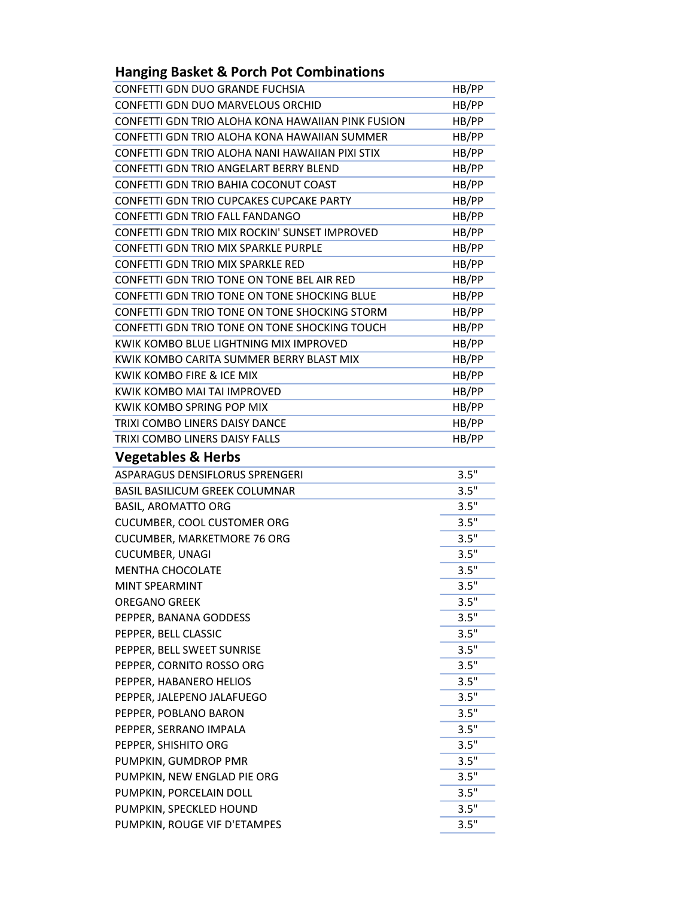## Hanging Basket & Porch Pot Combinations

| | |
|---|---|
| CONFETTI GDN DUO GRANDE FUCHSIA | HB/PP |
| CONFETTI GDN DUO MARVELOUS ORCHID | HB/PP |
| CONFETTI GDN TRIO ALOHA KONA HAWAIIAN PINK FUSION | HB/PP |
| CONFETTI GDN TRIO ALOHA KONA HAWAIIAN SUMMER | HB/PP |
| CONFETTI GDN TRIO ALOHA NANI HAWAIIAN PIXI STIX | HB/PP |
| CONFETTI GDN TRIO ANGELART BERRY BLEND | HB/PP |
| CONFETTI GDN TRIO BAHIA COCONUT COAST | HB/PP |
| CONFETTI GDN TRIO CUPCAKES CUPCAKE PARTY | HB/PP |
| CONFETTI GDN TRIO FALL FANDANGO | HB/PP |
| CONFETTI GDN TRIO MIX ROCKIN' SUNSET IMPROVED | HB/PP |
| CONFETTI GDN TRIO MIX SPARKLE PURPLE | HB/PP |
| CONFETTI GDN TRIO MIX SPARKLE RED | HB/PP |
| CONFETTI GDN TRIO TONE ON TONE BEL AIR RED | HB/PP |
| CONFETTI GDN TRIO TONE ON TONE SHOCKING BLUE | HB/PP |
| CONFETTI GDN TRIO TONE ON TONE SHOCKING STORM | HB/PP |
| CONFETTI GDN TRIO TONE ON TONE SHOCKING TOUCH | HB/PP |
| KWIK KOMBO BLUE LIGHTNING MIX IMPROVED | HB/PP |
| KWIK KOMBO CARITA SUMMER BERRY BLAST MIX | HB/PP |
| KWIK KOMBO FIRE & ICE MIX | HB/PP |
| KWIK KOMBO MAI TAI IMPROVED | HB/PP |
| KWIK KOMBO SPRING POP MIX | HB/PP |
| TRIXI COMBO LINERS DAISY DANCE | HB/PP |
| TRIXI COMBO LINERS DAISY FALLS | HB/PP |

## Vegetables & Herbs

| | |
|---|---|
| ASPARAGUS DENSIFLORUS SPRENGERI | 3.5" |
| BASIL BASILICUM GREEK COLUMNAR | 3.5" |
| BASIL, AROMATTO ORG | 3.5" |
| CUCUMBER, COOL CUSTOMER ORG | 3.5" |
| CUCUMBER, MARKETMORE 76 ORG | 3.5" |
| CUCUMBER, UNAGI | 3.5" |
| MENTHA CHOCOLATE | 3.5" |
| MINT SPEARMINT | 3.5" |
| OREGANO GREEK | 3.5" |
| PEPPER, BANANA GODDESS | 3.5" |
| PEPPER, BELL CLASSIC | 3.5" |
| PEPPER, BELL SWEET SUNRISE | 3.5" |
| PEPPER, CORNITO ROSSO ORG | 3.5" |
| PEPPER, HABANERO HELIOS | 3.5" |
| PEPPER, JALEPENO JALAFUEGO | 3.5" |
| PEPPER, POBLANO BARON | 3.5" |
| PEPPER, SERRANO IMPALA | 3.5" |
| PEPPER, SHISHITO ORG | 3.5" |
| PUMPKIN, GUMDROP PMR | 3.5" |
| PUMPKIN, NEW ENGLAD PIE ORG | 3.5" |
| PUMPKIN, PORCELAIN DOLL | 3.5" |
| PUMPKIN, SPECKLED HOUND | 3.5" |
| PUMPKIN, ROUGE VIF D'ETAMPES | 3.5" |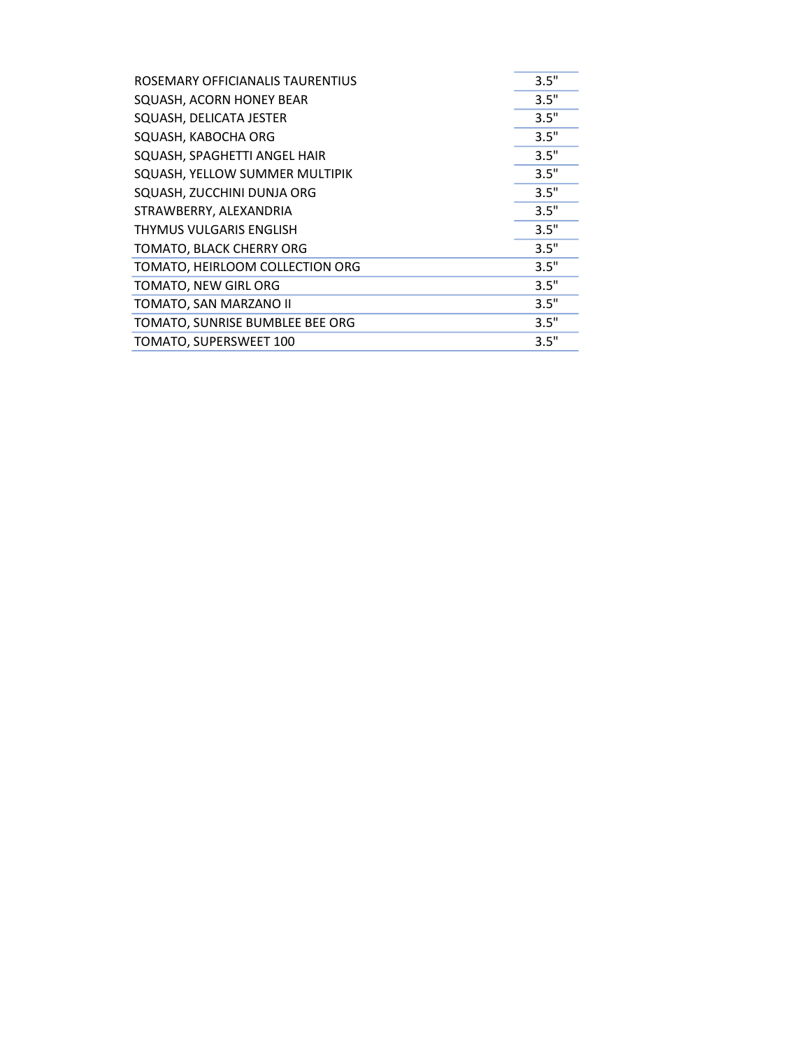| | |
|---|---|
| ROSEMARY OFFICIANALIS TAURENTIUS | 3.5" |
| SQUASH, ACORN HONEY BEAR | 3.5" |
| SQUASH, DELICATA JESTER | 3.5" |
| SQUASH, KABOCHA ORG | 3.5" |
| SQUASH, SPAGHETTI ANGEL HAIR | 3.5" |
| SQUASH, YELLOW SUMMER MULTIPIK | 3.5" |
| SQUASH, ZUCCHINI DUNJA ORG | 3.5" |
| STRAWBERRY, ALEXANDRIA | 3.5" |
| THYMUS VULGARIS ENGLISH | 3.5" |
| TOMATO, BLACK CHERRY ORG | 3.5" |
| TOMATO, HEIRLOOM COLLECTION ORG | 3.5" |
| TOMATO, NEW GIRL ORG | 3.5" |
| TOMATO, SAN MARZANO II | 3.5" |
| TOMATO, SUNRISE BUMBLEE BEE ORG | 3.5" |
| TOMATO, SUPERSWEET 100 | 3.5" |